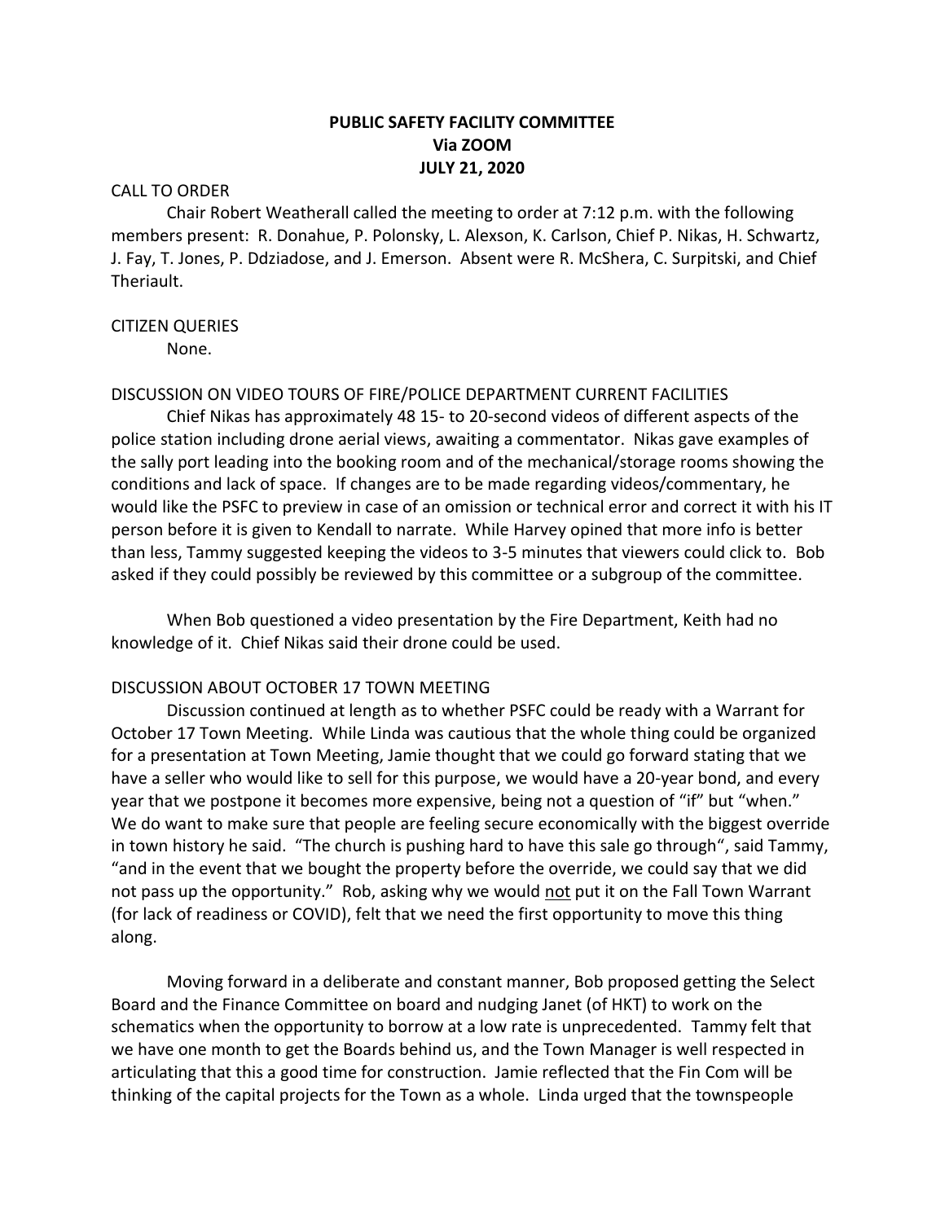# PUBLIC SAFETY FACILITY COMMITTEE
## Via ZOOM
## JULY 21, 2020

CALL TO ORDER

Chair Robert Weatherall called the meeting to order at 7:12 p.m. with the following members present: R. Donahue, P. Polonsky, L. Alexson, K. Carlson, Chief P. Nikas, H. Schwartz, J. Fay, T. Jones, P. Ddziadose, and J. Emerson. Absent were R. McShera, C. Surpitski, and Chief Theriault.

CITIZEN QUERIES

None.

DISCUSSION ON VIDEO TOURS OF FIRE/POLICE DEPARTMENT CURRENT FACILITIES

Chief Nikas has approximately 48 15- to 20-second videos of different aspects of the police station including drone aerial views, awaiting a commentator. Nikas gave examples of the sally port leading into the booking room and of the mechanical/storage rooms showing the conditions and lack of space. If changes are to be made regarding videos/commentary, he would like the PSFC to preview in case of an omission or technical error and correct it with his IT person before it is given to Kendall to narrate. While Harvey opined that more info is better than less, Tammy suggested keeping the videos to 3-5 minutes that viewers could click to. Bob asked if they could possibly be reviewed by this committee or a subgroup of the committee.

When Bob questioned a video presentation by the Fire Department, Keith had no knowledge of it. Chief Nikas said their drone could be used.

DISCUSSION ABOUT OCTOBER 17 TOWN MEETING

Discussion continued at length as to whether PSFC could be ready with a Warrant for October 17 Town Meeting. While Linda was cautious that the whole thing could be organized for a presentation at Town Meeting, Jamie thought that we could go forward stating that we have a seller who would like to sell for this purpose, we would have a 20-year bond, and every year that we postpone it becomes more expensive, being not a question of "if" but "when." We do want to make sure that people are feeling secure economically with the biggest override in town history he said. "The church is pushing hard to have this sale go through", said Tammy, "and in the event that we bought the property before the override, we could say that we did not pass up the opportunity." Rob, asking why we would <u>not</u> put it on the Fall Town Warrant (for lack of readiness or COVID), felt that we need the first opportunity to move this thing along.

Moving forward in a deliberate and constant manner, Bob proposed getting the Select Board and the Finance Committee on board and nudging Janet (of HKT) to work on the schematics when the opportunity to borrow at a low rate is unprecedented. Tammy felt that we have one month to get the Boards behind us, and the Town Manager is well respected in articulating that this a good time for construction. Jamie reflected that the Fin Com will be thinking of the capital projects for the Town as a whole. Linda urged that the townspeople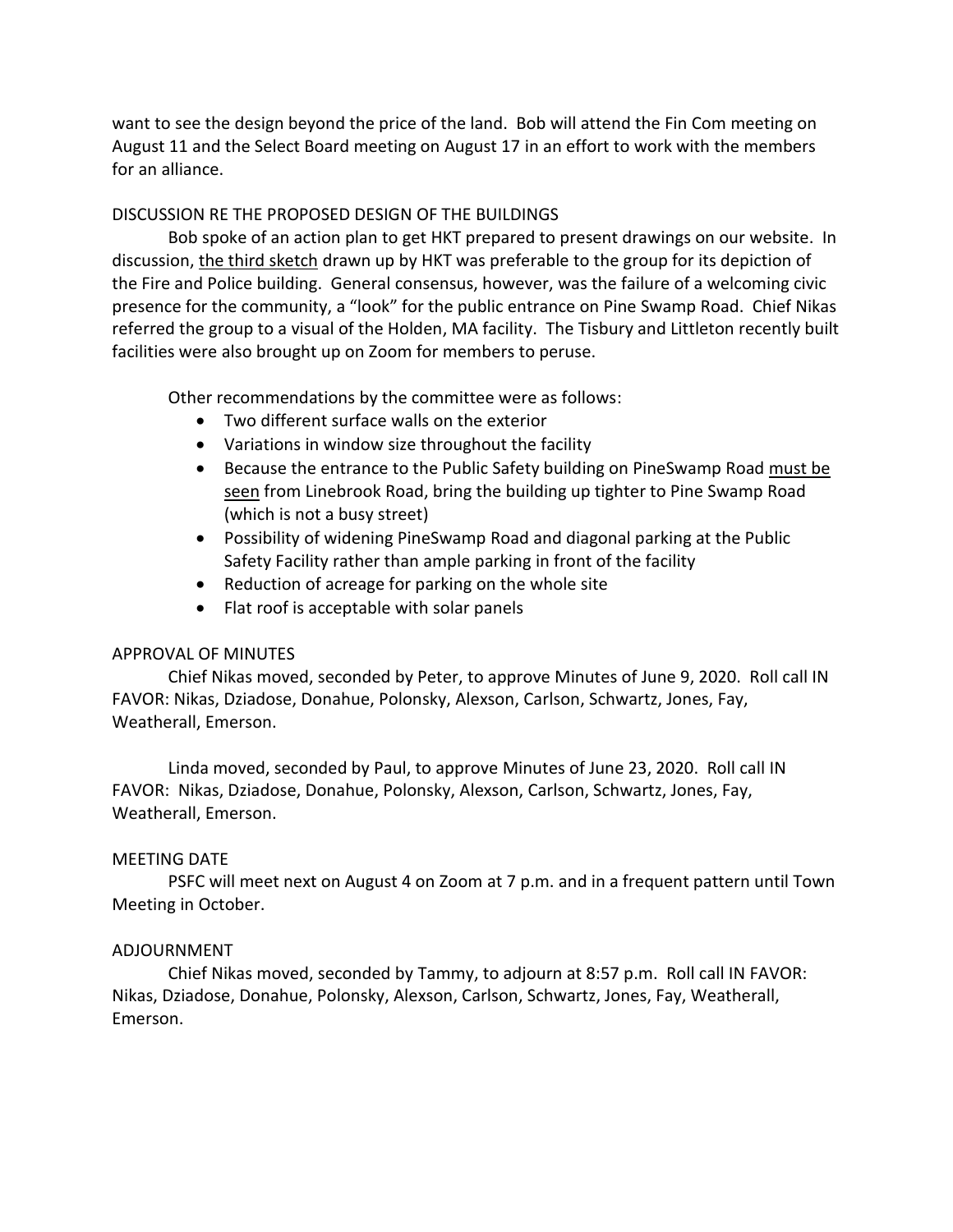want to see the design beyond the price of the land. Bob will attend the Fin Com meeting on August 11 and the Select Board meeting on August 17 in an effort to work with the members for an alliance.

DISCUSSION RE THE PROPOSED DESIGN OF THE BUILDINGS

Bob spoke of an action plan to get HKT prepared to present drawings on our website. In discussion, <u>the third sketch</u> drawn up by HKT was preferable to the group for its depiction of the Fire and Police building. General consensus, however, was the failure of a welcoming civic presence for the community, a "look" for the public entrance on Pine Swamp Road. Chief Nikas referred the group to a visual of the Holden, MA facility. The Tisbury and Littleton recently built facilities were also brought up on Zoom for members to peruse.

Other recommendations by the committee were as follows:

- Two different surface walls on the exterior
- Variations in window size throughout the facility
- Because the entrance to the Public Safety building on PineSwamp Road <u>must be seen</u> from Linebrook Road, bring the building up tighter to Pine Swamp Road (which is not a busy street)
- Possibility of widening PineSwamp Road and diagonal parking at the Public Safety Facility rather than ample parking in front of the facility
- Reduction of acreage for parking on the whole site
- Flat roof is acceptable with solar panels

APPROVAL OF MINUTES

Chief Nikas moved, seconded by Peter, to approve Minutes of June 9, 2020. Roll call IN FAVOR: Nikas, Dziadose, Donahue, Polonsky, Alexson, Carlson, Schwartz, Jones, Fay, Weatherall, Emerson.

Linda moved, seconded by Paul, to approve Minutes of June 23, 2020. Roll call IN FAVOR: Nikas, Dziadose, Donahue, Polonsky, Alexson, Carlson, Schwartz, Jones, Fay, Weatherall, Emerson.

MEETING DATE

PSFC will meet next on August 4 on Zoom at 7 p.m. and in a frequent pattern until Town Meeting in October.

ADJOURNMENT

Chief Nikas moved, seconded by Tammy, to adjourn at 8:57 p.m. Roll call IN FAVOR: Nikas, Dziadose, Donahue, Polonsky, Alexson, Carlson, Schwartz, Jones, Fay, Weatherall, Emerson.